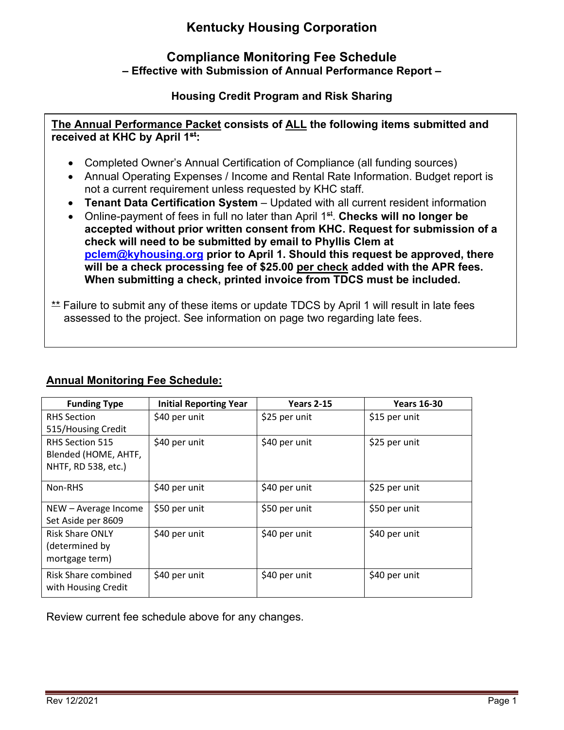# Kentucky Housing Corporation

## Compliance Monitoring Fee Schedule

### – Effective with Submission of Annual Performance Report –

### Housing Credit Program and Risk Sharing

**The Annual Performance Packet consists of ALL the following items submitted and received at KHC by April 1st:**

- Completed Owner's Annual Certification of Compliance (all funding sources)
- Annual Operating Expenses / Income and Rental Rate Information. Budget report is not a current requirement unless requested by KHC staff.
- **Tenant Data Certification System** – Updated with all current resident information
- Online-payment of fees in full no later than April 1st. **Checks will no longer be accepted without prior written consent from KHC. Request for submission of a check will need to be submitted by email to Phyllis Clem at pclem@kyhousing.org prior to April 1. Should this request be approved, there will be a check processing fee of $25.00 per check added with the APR fees. When submitting a check, printed invoice from TDCS must be included.**

** Failure to submit any of these items or update TDCS by April 1 will result in late fees assessed to the project. See information on page two regarding late fees.

### Annual Monitoring Fee Schedule:

| Funding Type | Initial Reporting Year | Years 2-15 | Years 16-30 |
|---|---|---|---|
| RHS Section 515/Housing Credit | $40 per unit | $25 per unit | $15 per unit |
| RHS Section 515 Blended (HOME, AHTF, NHTF, RD 538, etc.) | $40 per unit | $40 per unit | $25 per unit |
| Non-RHS | $40 per unit | $40 per unit | $25 per unit |
| NEW – Average Income Set Aside per 8609 | $50 per unit | $50 per unit | $50 per unit |
| Risk Share ONLY (determined by mortgage term) | $40 per unit | $40 per unit | $40 per unit |
| Risk Share combined with Housing Credit | $40 per unit | $40 per unit | $40 per unit |

Review current fee schedule above for any changes.

Rev 12/2021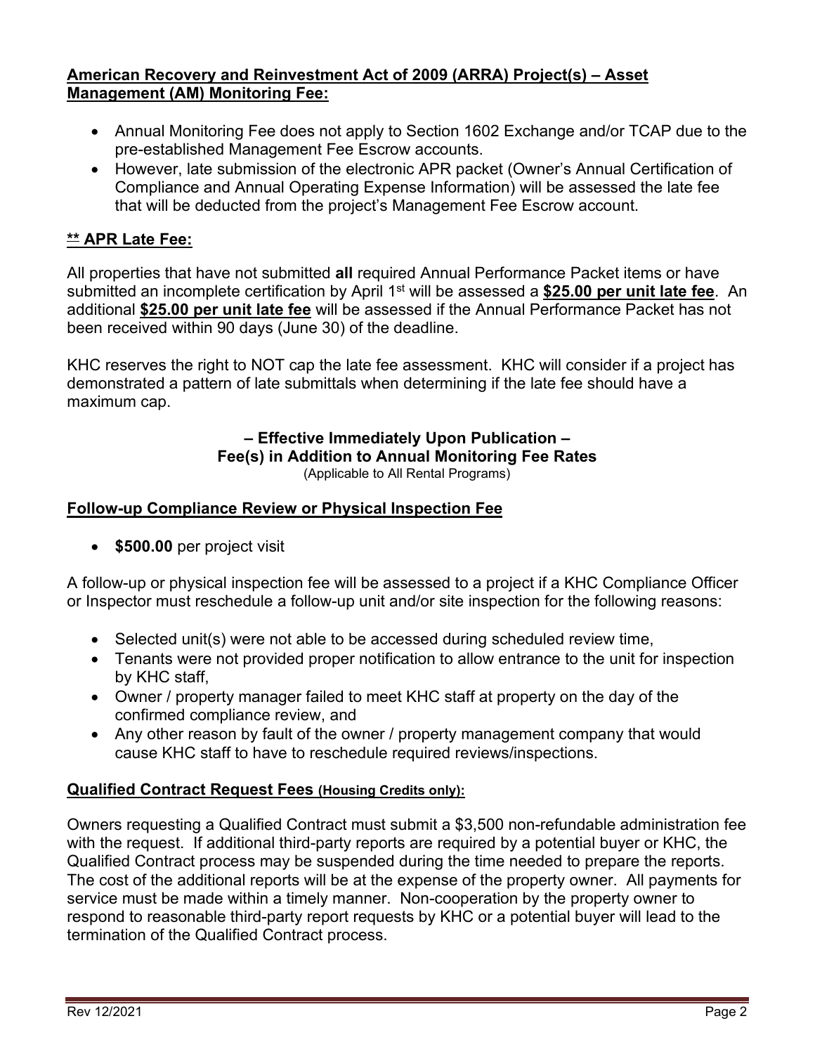## American Recovery and Reinvestment Act of 2009 (ARRA) Project(s) – Asset Management (AM) Monitoring Fee:

- Annual Monitoring Fee does not apply to Section 1602 Exchange and/or TCAP due to the pre-established Management Fee Escrow accounts.
- However, late submission of the electronic APR packet (Owner's Annual Certification of Compliance and Annual Operating Expense Information) will be assessed the late fee that will be deducted from the project's Management Fee Escrow account.

## ** APR Late Fee:

All properties that have not submitted **all** required Annual Performance Packet items or have submitted an incomplete certification by April 1st will be assessed a **$25.00 per unit late fee**. An additional **$25.00 per unit late fee** will be assessed if the Annual Performance Packet has not been received within 90 days (June 30) of the deadline.

KHC reserves the right to NOT cap the late fee assessment. KHC will consider if a project has demonstrated a pattern of late submittals when determining if the late fee should have a maximum cap.

**– Effective Immediately Upon Publication –**
**Fee(s) in Addition to Annual Monitoring Fee Rates**
(Applicable to All Rental Programs)

## Follow-up Compliance Review or Physical Inspection Fee

- **$500.00** per project visit

A follow-up or physical inspection fee will be assessed to a project if a KHC Compliance Officer or Inspector must reschedule a follow-up unit and/or site inspection for the following reasons:

- Selected unit(s) were not able to be accessed during scheduled review time,
- Tenants were not provided proper notification to allow entrance to the unit for inspection by KHC staff,
- Owner / property manager failed to meet KHC staff at property on the day of the confirmed compliance review, and
- Any other reason by fault of the owner / property management company that would cause KHC staff to have to reschedule required reviews/inspections.

## Qualified Contract Request Fees (Housing Credits only):

Owners requesting a Qualified Contract must submit a $3,500 non-refundable administration fee with the request. If additional third-party reports are required by a potential buyer or KHC, the Qualified Contract process may be suspended during the time needed to prepare the reports. The cost of the additional reports will be at the expense of the property owner. All payments for service must be made within a timely manner. Non-cooperation by the property owner to respond to reasonable third-party report requests by KHC or a potential buyer will lead to the termination of the Qualified Contract process.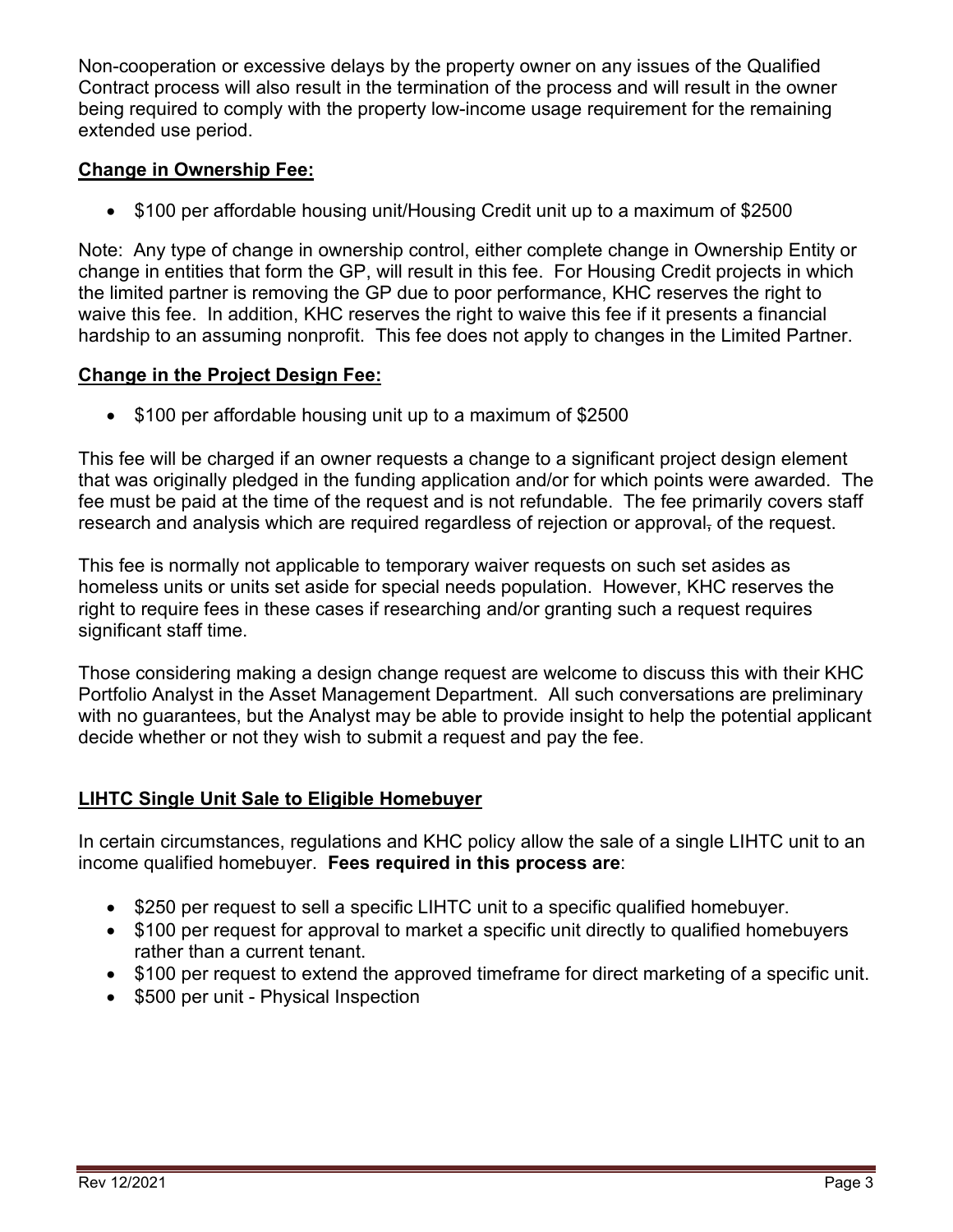Non-cooperation or excessive delays by the property owner on any issues of the Qualified Contract process will also result in the termination of the process and will result in the owner being required to comply with the property low-income usage requirement for the remaining extended use period.

**Change in Ownership Fee:**

- $100 per affordable housing unit/Housing Credit unit up to a maximum of $2500

Note: Any type of change in ownership control, either complete change in Ownership Entity or change in entities that form the GP, will result in this fee. For Housing Credit projects in which the limited partner is removing the GP due to poor performance, KHC reserves the right to waive this fee. In addition, KHC reserves the right to waive this fee if it presents a financial hardship to an assuming nonprofit. This fee does not apply to changes in the Limited Partner.

**Change in the Project Design Fee:**

- $100 per affordable housing unit up to a maximum of $2500

This fee will be charged if an owner requests a change to a significant project design element that was originally pledged in the funding application and/or for which points were awarded. The fee must be paid at the time of the request and is not refundable. The fee primarily covers staff research and analysis which are required regardless of rejection or approval~~,~~ of the request.

This fee is normally not applicable to temporary waiver requests on such set asides as homeless units or units set aside for special needs population. However, KHC reserves the right to require fees in these cases if researching and/or granting such a request requires significant staff time.

Those considering making a design change request are welcome to discuss this with their KHC Portfolio Analyst in the Asset Management Department. All such conversations are preliminary with no guarantees, but the Analyst may be able to provide insight to help the potential applicant decide whether or not they wish to submit a request and pay the fee.

**LIHTC Single Unit Sale to Eligible Homebuyer**

In certain circumstances, regulations and KHC policy allow the sale of a single LIHTC unit to an income qualified homebuyer. **Fees required in this process are**:

- $250 per request to sell a specific LIHTC unit to a specific qualified homebuyer.
- $100 per request for approval to market a specific unit directly to qualified homebuyers rather than a current tenant.
- $100 per request to extend the approved timeframe for direct marketing of a specific unit.
- $500 per unit - Physical Inspection